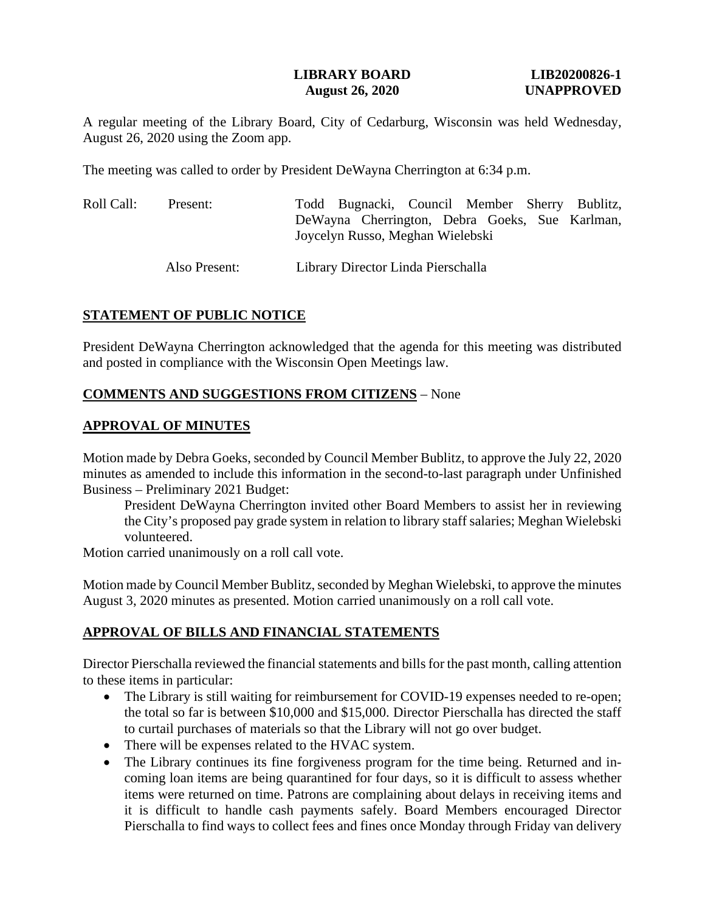**LIBRARY BOARD**
**August 26, 2020**

**LIB20200826-1**
**UNAPPROVED**

A regular meeting of the Library Board, City of Cedarburg, Wisconsin was held Wednesday, August 26, 2020 using the Zoom app.

The meeting was called to order by President DeWayna Cherrington at 6:34 p.m.

Roll Call: Present: Todd Bugnacki, Council Member Sherry Bublitz, DeWayna Cherrington, Debra Goeks, Sue Karlman, Joycelyn Russo, Meghan Wielebski

Also Present: Library Director Linda Pierschalla

## STATEMENT OF PUBLIC NOTICE

President DeWayna Cherrington acknowledged that the agenda for this meeting was distributed and posted in compliance with the Wisconsin Open Meetings law.

## COMMENTS AND SUGGESTIONS FROM CITIZENS – None

## APPROVAL OF MINUTES

Motion made by Debra Goeks, seconded by Council Member Bublitz, to approve the July 22, 2020 minutes as amended to include this information in the second-to-last paragraph under Unfinished Business – Preliminary 2021 Budget:

> President DeWayna Cherrington invited other Board Members to assist her in reviewing the City's proposed pay grade system in relation to library staff salaries; Meghan Wielebski volunteered.

Motion carried unanimously on a roll call vote.

Motion made by Council Member Bublitz, seconded by Meghan Wielebski, to approve the minutes August 3, 2020 minutes as presented. Motion carried unanimously on a roll call vote.

## APPROVAL OF BILLS AND FINANCIAL STATEMENTS

Director Pierschalla reviewed the financial statements and bills for the past month, calling attention to these items in particular:

- The Library is still waiting for reimbursement for COVID-19 expenses needed to re-open; the total so far is between $10,000 and $15,000. Director Pierschalla has directed the staff to curtail purchases of materials so that the Library will not go over budget.
- There will be expenses related to the HVAC system.
- The Library continues its fine forgiveness program for the time being. Returned and in-coming loan items are being quarantined for four days, so it is difficult to assess whether items were returned on time. Patrons are complaining about delays in receiving items and it is difficult to handle cash payments safely. Board Members encouraged Director Pierschalla to find ways to collect fees and fines once Monday through Friday van delivery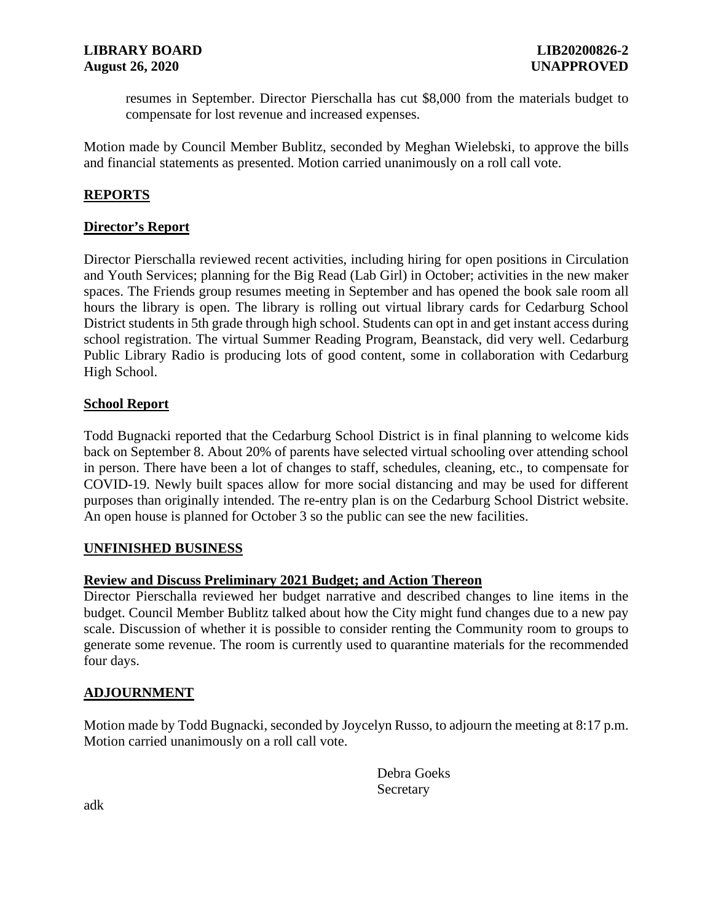resumes in September. Director Pierschalla has cut $8,000 from the materials budget to compensate for lost revenue and increased expenses.

Motion made by Council Member Bublitz, seconded by Meghan Wielebski, to approve the bills and financial statements as presented. Motion carried unanimously on a roll call vote.

## REPORTS

### Director's Report

Director Pierschalla reviewed recent activities, including hiring for open positions in Circulation and Youth Services; planning for the Big Read (Lab Girl) in October; activities in the new maker spaces. The Friends group resumes meeting in September and has opened the book sale room all hours the library is open. The library is rolling out virtual library cards for Cedarburg School District students in 5th grade through high school. Students can opt in and get instant access during school registration. The virtual Summer Reading Program, Beanstack, did very well. Cedarburg Public Library Radio is producing lots of good content, some in collaboration with Cedarburg High School.

### School Report

Todd Bugnacki reported that the Cedarburg School District is in final planning to welcome kids back on September 8. About 20% of parents have selected virtual schooling over attending school in person. There have been a lot of changes to staff, schedules, cleaning, etc., to compensate for COVID-19. Newly built spaces allow for more social distancing and may be used for different purposes than originally intended. The re-entry plan is on the Cedarburg School District website. An open house is planned for October 3 so the public can see the new facilities.

## UNFINISHED BUSINESS

### Review and Discuss Preliminary 2021 Budget; and Action Thereon

Director Pierschalla reviewed her budget narrative and described changes to line items in the budget. Council Member Bublitz talked about how the City might fund changes due to a new pay scale. Discussion of whether it is possible to consider renting the Community room to groups to generate some revenue. The room is currently used to quarantine materials for the recommended four days.

## ADJOURNMENT

Motion made by Todd Bugnacki, seconded by Joycelyn Russo, to adjourn the meeting at 8:17 p.m. Motion carried unanimously on a roll call vote.

Debra Goeks
Secretary

adk